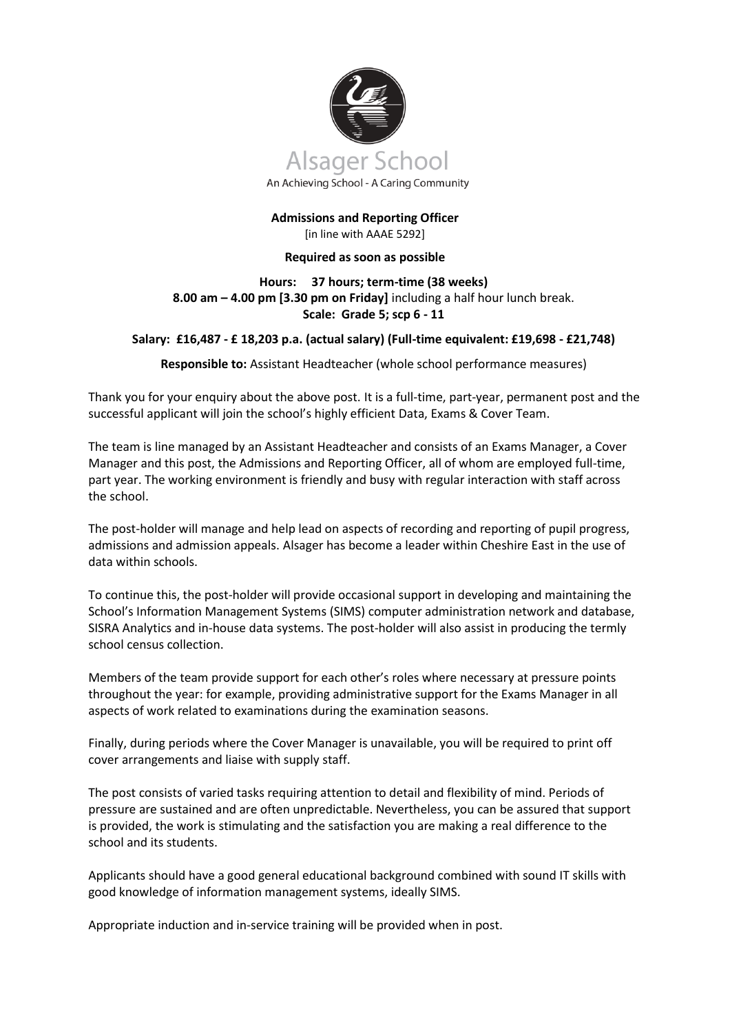Alsager School

An Achieving School - A Caring Community

**Admissions and Reporting Officer**

[in line with AAAE 5292]

**Required as soon as possible**

**Hours: 37 hours; term-time (38 weeks)**
**8.00 am – 4.00 pm [3.30 pm on Friday]** including a half hour lunch break.
**Scale: Grade 5; scp 6 - 11**

**Salary: £16,487 - £ 18,203 p.a. (actual salary) (Full-time equivalent: £19,698 - £21,748)**

**Responsible to:** Assistant Headteacher (whole school performance measures)

Thank you for your enquiry about the above post. It is a full-time, part-year, permanent post and the successful applicant will join the school's highly efficient Data, Exams & Cover Team.

The team is line managed by an Assistant Headteacher and consists of an Exams Manager, a Cover Manager and this post, the Admissions and Reporting Officer, all of whom are employed full-time, part year. The working environment is friendly and busy with regular interaction with staff across the school.

The post-holder will manage and help lead on aspects of recording and reporting of pupil progress, admissions and admission appeals. Alsager has become a leader within Cheshire East in the use of data within schools.

To continue this, the post-holder will provide occasional support in developing and maintaining the School's Information Management Systems (SIMS) computer administration network and database, SISRA Analytics and in-house data systems. The post-holder will also assist in producing the termly school census collection.

Members of the team provide support for each other's roles where necessary at pressure points throughout the year: for example, providing administrative support for the Exams Manager in all aspects of work related to examinations during the examination seasons.

Finally, during periods where the Cover Manager is unavailable, you will be required to print off cover arrangements and liaise with supply staff.

The post consists of varied tasks requiring attention to detail and flexibility of mind. Periods of pressure are sustained and are often unpredictable. Nevertheless, you can be assured that support is provided, the work is stimulating and the satisfaction you are making a real difference to the school and its students.

Applicants should have a good general educational background combined with sound IT skills with good knowledge of information management systems, ideally SIMS.

Appropriate induction and in-service training will be provided when in post.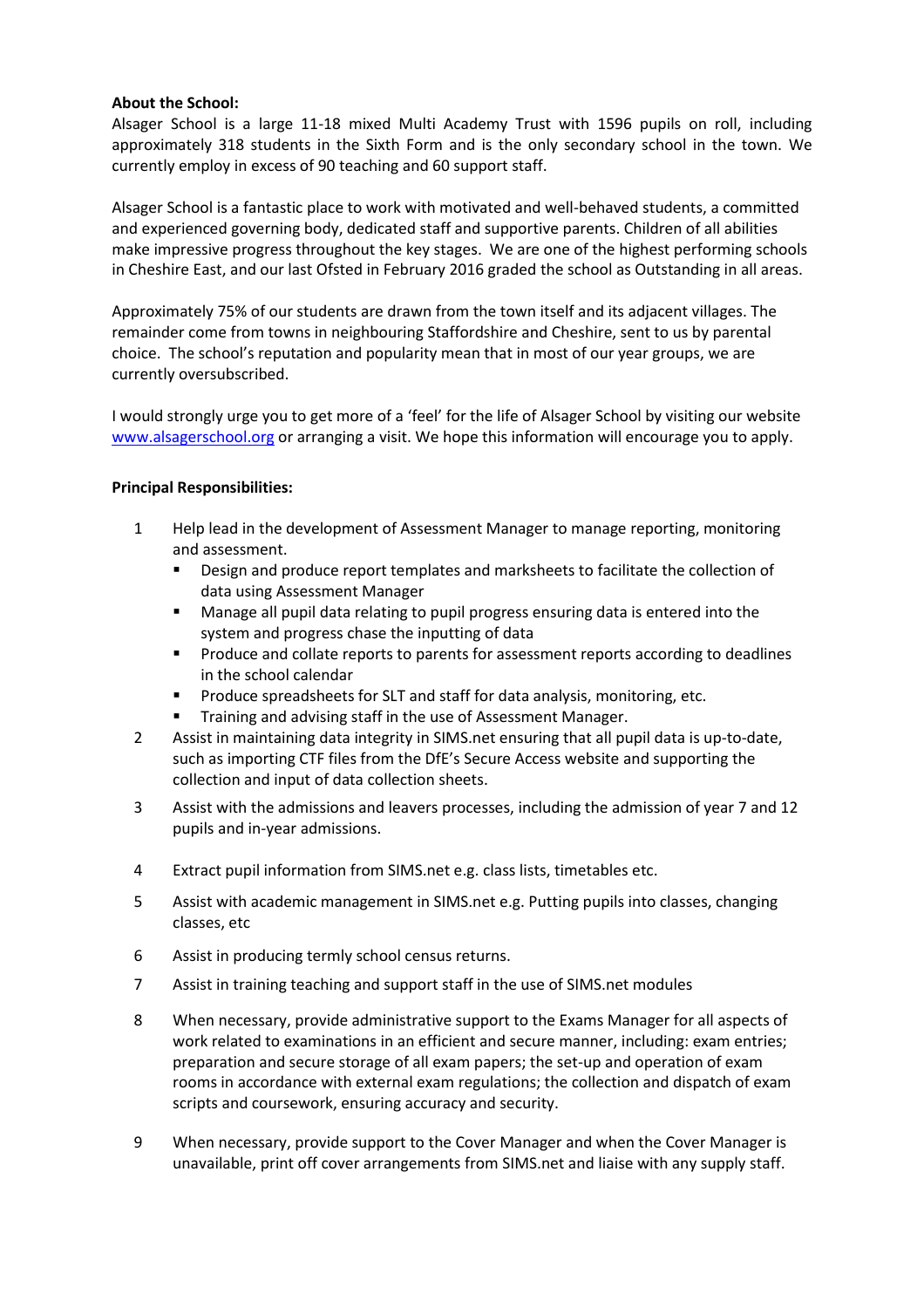**About the School:**

Alsager School is a large 11-18 mixed Multi Academy Trust with 1596 pupils on roll, including approximately 318 students in the Sixth Form and is the only secondary school in the town. We currently employ in excess of 90 teaching and 60 support staff.

Alsager School is a fantastic place to work with motivated and well-behaved students, a committed and experienced governing body, dedicated staff and supportive parents. Children of all abilities make impressive progress throughout the key stages. We are one of the highest performing schools in Cheshire East, and our last Ofsted in February 2016 graded the school as Outstanding in all areas.

Approximately 75% of our students are drawn from the town itself and its adjacent villages. The remainder come from towns in neighbouring Staffordshire and Cheshire, sent to us by parental choice. The school's reputation and popularity mean that in most of our year groups, we are currently oversubscribed.

I would strongly urge you to get more of a 'feel' for the life of Alsager School by visiting our website [www.alsagerschool.org](www.alsagerschool.org) or arranging a visit. We hope this information will encourage you to apply.

**Principal Responsibilities:**

1. Help lead in the development of Assessment Manager to manage reporting, monitoring and assessment.
   - Design and produce report templates and marksheets to facilitate the collection of data using Assessment Manager
   - Manage all pupil data relating to pupil progress ensuring data is entered into the system and progress chase the inputting of data
   - Produce and collate reports to parents for assessment reports according to deadlines in the school calendar
   - Produce spreadsheets for SLT and staff for data analysis, monitoring, etc.
   - Training and advising staff in the use of Assessment Manager.
2. Assist in maintaining data integrity in SIMS.net ensuring that all pupil data is up-to-date, such as importing CTF files from the DfE's Secure Access website and supporting the collection and input of data collection sheets.
3. Assist with the admissions and leavers processes, including the admission of year 7 and 12 pupils and in-year admissions.
4. Extract pupil information from SIMS.net e.g. class lists, timetables etc.
5. Assist with academic management in SIMS.net e.g. Putting pupils into classes, changing classes, etc
6. Assist in producing termly school census returns.
7. Assist in training teaching and support staff in the use of SIMS.net modules
8. When necessary, provide administrative support to the Exams Manager for all aspects of work related to examinations in an efficient and secure manner, including: exam entries; preparation and secure storage of all exam papers; the set-up and operation of exam rooms in accordance with external exam regulations; the collection and dispatch of exam scripts and coursework, ensuring accuracy and security.
9. When necessary, provide support to the Cover Manager and when the Cover Manager is unavailable, print off cover arrangements from SIMS.net and liaise with any supply staff.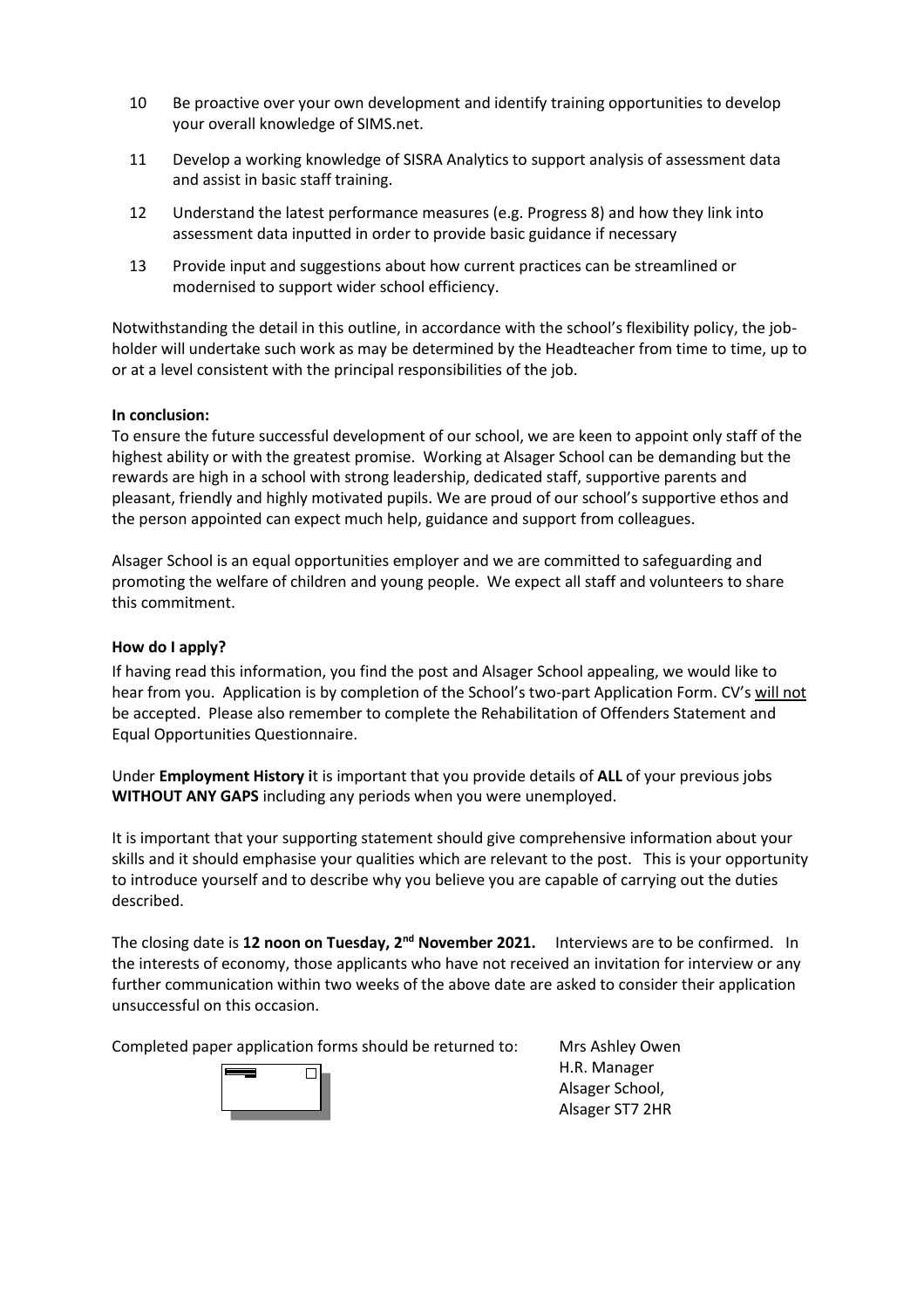10. Be proactive over your own development and identify training opportunities to develop your overall knowledge of SIMS.net.

11. Develop a working knowledge of SISRA Analytics to support analysis of assessment data and assist in basic staff training.

12. Understand the latest performance measures (e.g. Progress 8) and how they link into assessment data inputted in order to provide basic guidance if necessary

13. Provide input and suggestions about how current practices can be streamlined or modernised to support wider school efficiency.

Notwithstanding the detail in this outline, in accordance with the school's flexibility policy, the job-holder will undertake such work as may be determined by the Headteacher from time to time, up to or at a level consistent with the principal responsibilities of the job.

**In conclusion:**
To ensure the future successful development of our school, we are keen to appoint only staff of the highest ability or with the greatest promise. Working at Alsager School can be demanding but the rewards are high in a school with strong leadership, dedicated staff, supportive parents and pleasant, friendly and highly motivated pupils. We are proud of our school's supportive ethos and the person appointed can expect much help, guidance and support from colleagues.

Alsager School is an equal opportunities employer and we are committed to safeguarding and promoting the welfare of children and young people. We expect all staff and volunteers to share this commitment.

**How do I apply?**
If having read this information, you find the post and Alsager School appealing, we would like to hear from you. Application is by completion of the School's two-part Application Form. CV's will not be accepted. Please also remember to complete the Rehabilitation of Offenders Statement and Equal Opportunities Questionnaire.

Under **Employment History i**t is important that you provide details of **ALL** of your previous jobs **WITHOUT ANY GAPS** including any periods when you were unemployed.

It is important that your supporting statement should give comprehensive information about your skills and it should emphasise your qualities which are relevant to the post. This is your opportunity to introduce yourself and to describe why you believe you are capable of carrying out the duties described.

The closing date is **12 noon on Tuesday, 2nd November 2021.** Interviews are to be confirmed. In the interests of economy, those applicants who have not received an invitation for interview or any further communication within two weeks of the above date are asked to consider their application unsuccessful on this occasion.

Completed paper application forms should be returned to:

Mrs Ashley Owen
H.R. Manager
Alsager School,
Alsager ST7 2HR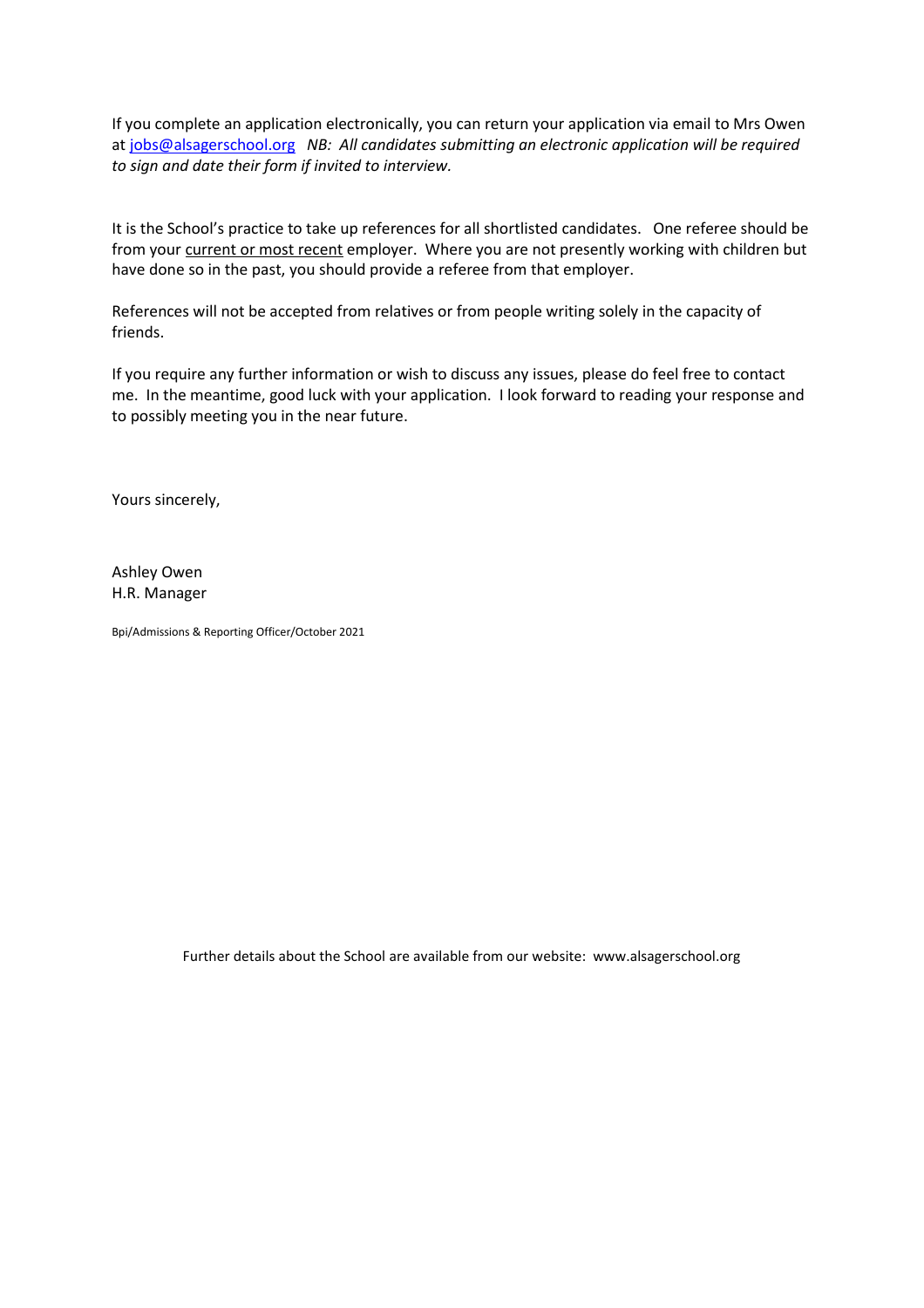If you complete an application electronically, you can return your application via email to Mrs Owen at jobs@alsagerschool.org *NB: All candidates submitting an electronic application will be required to sign and date their form if invited to interview.*

It is the School's practice to take up references for all shortlisted candidates. One referee should be from your current or most recent employer. Where you are not presently working with children but have done so in the past, you should provide a referee from that employer.

References will not be accepted from relatives or from people writing solely in the capacity of friends.

If you require any further information or wish to discuss any issues, please do feel free to contact me. In the meantime, good luck with your application. I look forward to reading your response and to possibly meeting you in the near future.

Yours sincerely,

Ashley Owen
H.R. Manager

Bpi/Admissions & Reporting Officer/October 2021

Further details about the School are available from our website: www.alsagerschool.org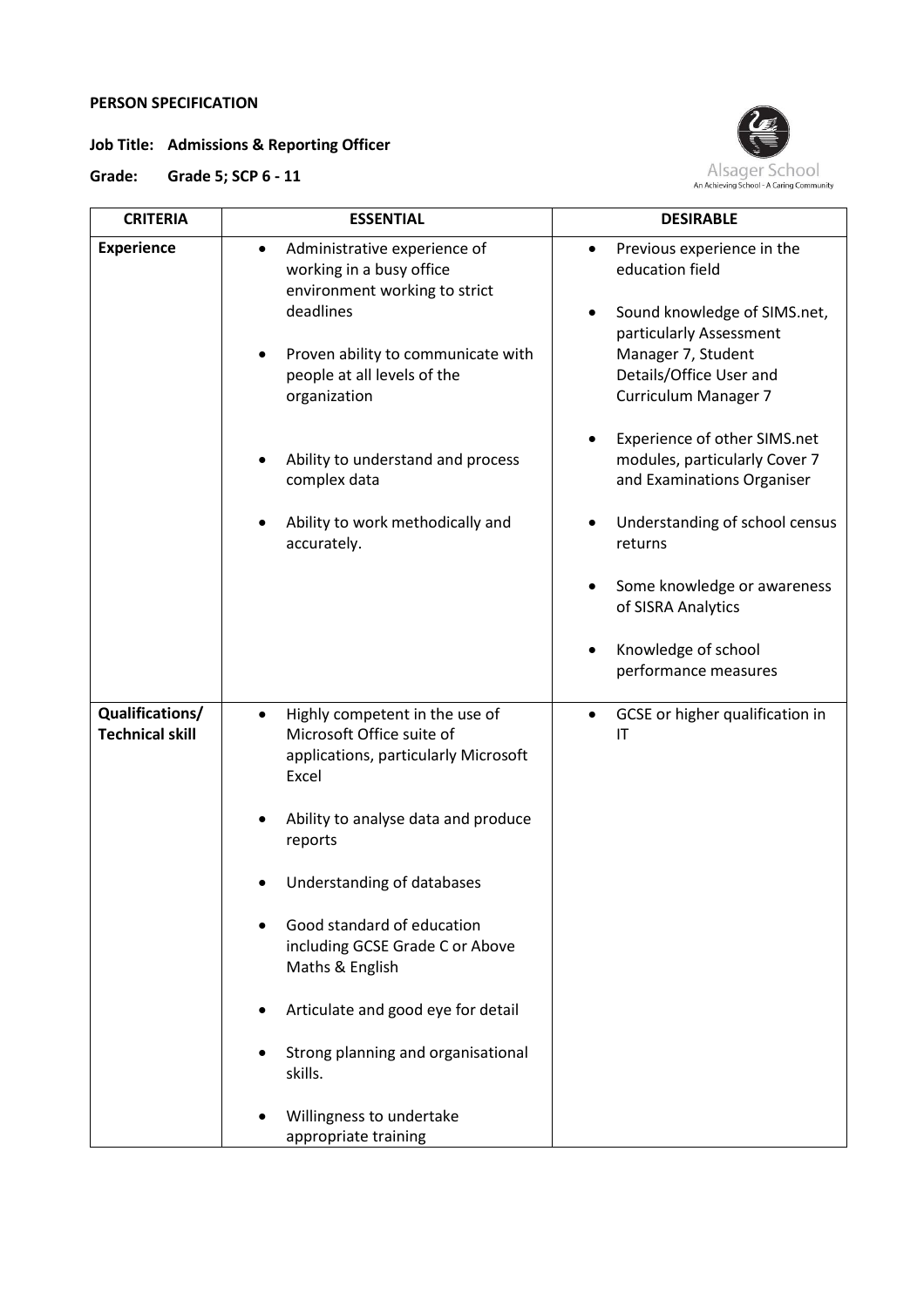**PERSON SPECIFICATION**

**Job Title: Admissions & Reporting Officer**

**Grade: Grade 5; SCP 6 - 11**

Alsager School
An Achieving School - A Caring Community

| CRITERIA | ESSENTIAL | DESIRABLE |
|---|---|---|
| **Experience** | • Administrative experience of working in a busy office environment working to strict deadlines<br>• Proven ability to communicate with people at all levels of the organization<br>• Ability to understand and process complex data<br>• Ability to work methodically and accurately. | • Previous experience in the education field<br>• Sound knowledge of SIMS.net, particularly Assessment Manager 7, Student Details/Office User and Curriculum Manager 7<br>• Experience of other SIMS.net modules, particularly Cover 7 and Examinations Organiser<br>• Understanding of school census returns<br>• Some knowledge or awareness of SISRA Analytics<br>• Knowledge of school performance measures |
| **Qualifications/ Technical skill** | • Highly competent in the use of Microsoft Office suite of applications, particularly Microsoft Excel<br>• Ability to analyse data and produce reports<br>• Understanding of databases<br>• Good standard of education including GCSE Grade C or Above Maths & English<br>• Articulate and good eye for detail<br>• Strong planning and organisational skills.<br>• Willingness to undertake appropriate training | • GCSE or higher qualification in IT |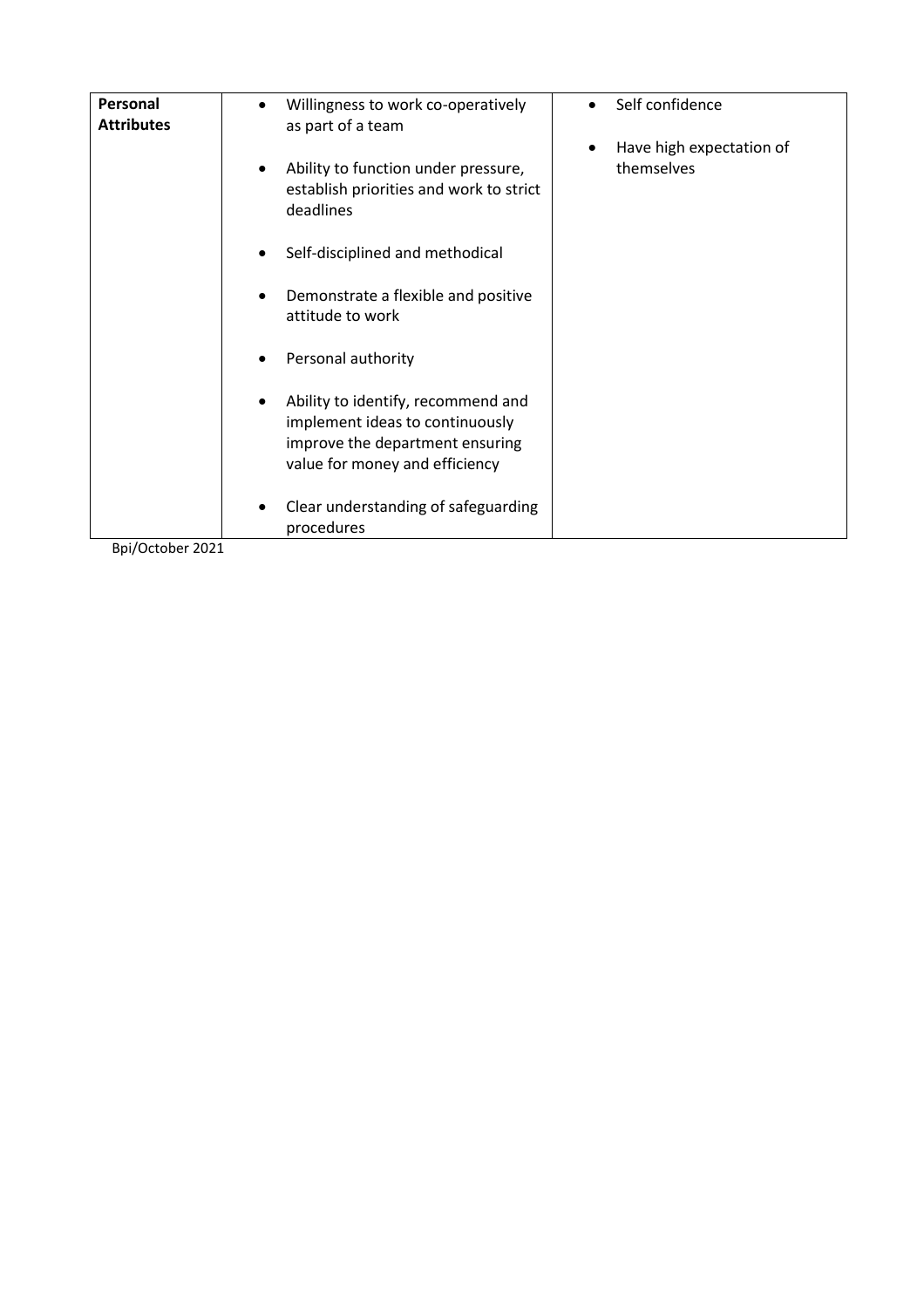| Personal Attributes | • Willingness to work co-operatively as part of a team<br><br>• Ability to function under pressure, establish priorities and work to strict deadlines<br><br>• Self-disciplined and methodical<br><br>• Demonstrate a flexible and positive attitude to work<br><br>• Personal authority<br><br>• Ability to identify, recommend and implement ideas to continuously improve the department ensuring value for money and efficiency<br><br>• Clear understanding of safeguarding procedures | • Self confidence<br><br>• Have high expectation of themselves |
|---|---|---|

Bpi/October 2021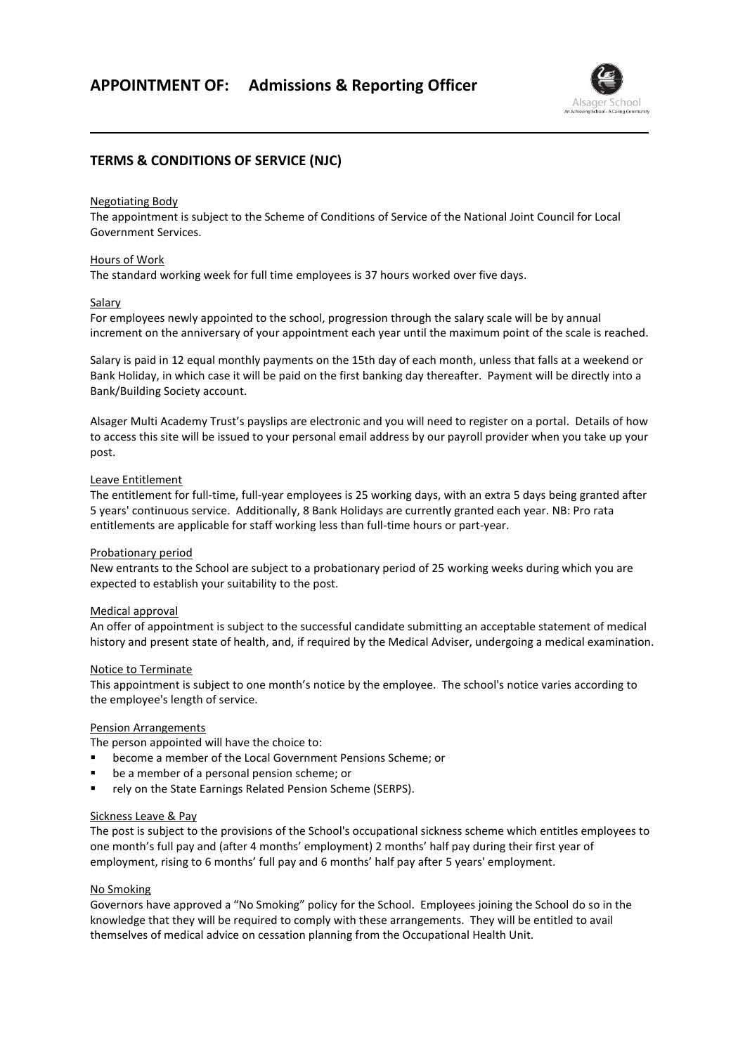# APPOINTMENT OF: Admissions & Reporting Officer

## TERMS & CONDITIONS OF SERVICE (NJC)

Negotiating Body

The appointment is subject to the Scheme of Conditions of Service of the National Joint Council for Local Government Services.

Hours of Work

The standard working week for full time employees is 37 hours worked over five days.

Salary

For employees newly appointed to the school, progression through the salary scale will be by annual increment on the anniversary of your appointment each year until the maximum point of the scale is reached.

Salary is paid in 12 equal monthly payments on the 15th day of each month, unless that falls at a weekend or Bank Holiday, in which case it will be paid on the first banking day thereafter. Payment will be directly into a Bank/Building Society account.

Alsager Multi Academy Trust's payslips are electronic and you will need to register on a portal. Details of how to access this site will be issued to your personal email address by our payroll provider when you take up your post.

Leave Entitlement

The entitlement for full-time, full-year employees is 25 working days, with an extra 5 days being granted after 5 years' continuous service. Additionally, 8 Bank Holidays are currently granted each year. NB: Pro rata entitlements are applicable for staff working less than full-time hours or part-year.

Probationary period

New entrants to the School are subject to a probationary period of 25 working weeks during which you are expected to establish your suitability to the post.

Medical approval

An offer of appointment is subject to the successful candidate submitting an acceptable statement of medical history and present state of health, and, if required by the Medical Adviser, undergoing a medical examination.

Notice to Terminate

This appointment is subject to one month's notice by the employee. The school's notice varies according to the employee's length of service.

Pension Arrangements

The person appointed will have the choice to:

- become a member of the Local Government Pensions Scheme; or
- be a member of a personal pension scheme; or
- rely on the State Earnings Related Pension Scheme (SERPS).

Sickness Leave & Pay

The post is subject to the provisions of the School's occupational sickness scheme which entitles employees to one month's full pay and (after 4 months' employment) 2 months' half pay during their first year of employment, rising to 6 months' full pay and 6 months' half pay after 5 years' employment.

No Smoking

Governors have approved a "No Smoking" policy for the School. Employees joining the School do so in the knowledge that they will be required to comply with these arrangements. They will be entitled to avail themselves of medical advice on cessation planning from the Occupational Health Unit.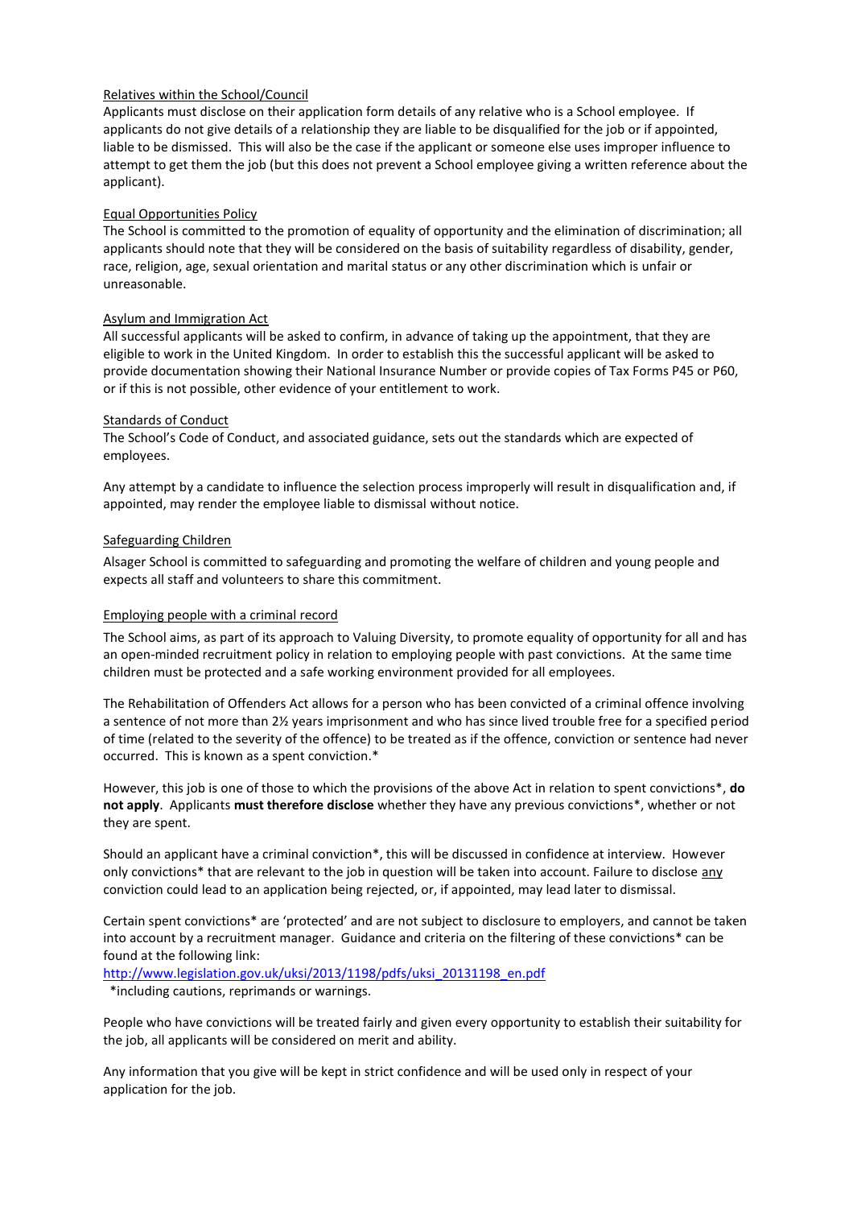Relatives within the School/Council

Applicants must disclose on their application form details of any relative who is a School employee. If applicants do not give details of a relationship they are liable to be disqualified for the job or if appointed, liable to be dismissed. This will also be the case if the applicant or someone else uses improper influence to attempt to get them the job (but this does not prevent a School employee giving a written reference about the applicant).

Equal Opportunities Policy

The School is committed to the promotion of equality of opportunity and the elimination of discrimination; all applicants should note that they will be considered on the basis of suitability regardless of disability, gender, race, religion, age, sexual orientation and marital status or any other discrimination which is unfair or unreasonable.

Asylum and Immigration Act

All successful applicants will be asked to confirm, in advance of taking up the appointment, that they are eligible to work in the United Kingdom. In order to establish this the successful applicant will be asked to provide documentation showing their National Insurance Number or provide copies of Tax Forms P45 or P60, or if this is not possible, other evidence of your entitlement to work.

Standards of Conduct

The School's Code of Conduct, and associated guidance, sets out the standards which are expected of employees.

Any attempt by a candidate to influence the selection process improperly will result in disqualification and, if appointed, may render the employee liable to dismissal without notice.

Safeguarding Children

Alsager School is committed to safeguarding and promoting the welfare of children and young people and expects all staff and volunteers to share this commitment.

Employing people with a criminal record

The School aims, as part of its approach to Valuing Diversity, to promote equality of opportunity for all and has an open-minded recruitment policy in relation to employing people with past convictions. At the same time children must be protected and a safe working environment provided for all employees.

The Rehabilitation of Offenders Act allows for a person who has been convicted of a criminal offence involving a sentence of not more than 2½ years imprisonment and who has since lived trouble free for a specified period of time (related to the severity of the offence) to be treated as if the offence, conviction or sentence had never occurred. This is known as a spent conviction.*

However, this job is one of those to which the provisions of the above Act in relation to spent convictions*, **do not apply**. Applicants **must therefore disclose** whether they have any previous convictions*, whether or not they are spent.

Should an applicant have a criminal conviction*, this will be discussed in confidence at interview. However only convictions* that are relevant to the job in question will be taken into account. Failure to disclose any conviction could lead to an application being rejected, or, if appointed, may lead later to dismissal.

Certain spent convictions* are 'protected' and are not subject to disclosure to employers, and cannot be taken into account by a recruitment manager. Guidance and criteria on the filtering of these convictions* can be found at the following link:

http://www.legislation.gov.uk/uksi/2013/1198/pdfs/uksi_20131198_en.pdf

*including cautions, reprimands or warnings.

People who have convictions will be treated fairly and given every opportunity to establish their suitability for the job, all applicants will be considered on merit and ability.

Any information that you give will be kept in strict confidence and will be used only in respect of your application for the job.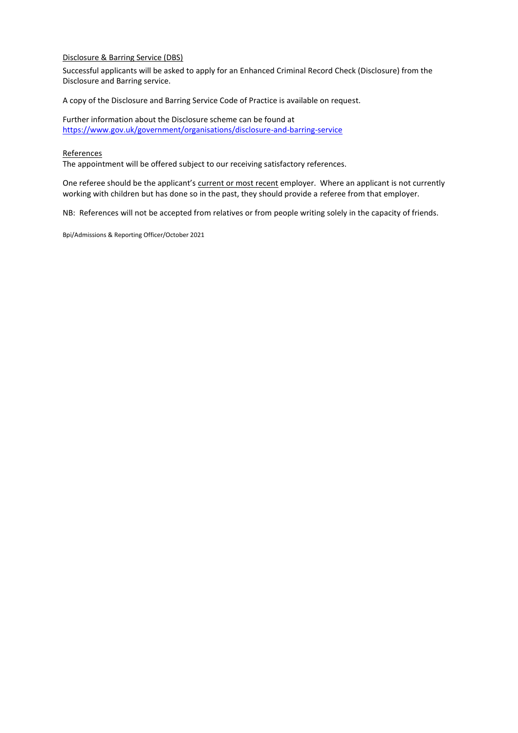Disclosure & Barring Service (DBS)

Successful applicants will be asked to apply for an Enhanced Criminal Record Check (Disclosure) from the Disclosure and Barring service.

A copy of the Disclosure and Barring Service Code of Practice is available on request.

Further information about the Disclosure scheme can be found at https://www.gov.uk/government/organisations/disclosure-and-barring-service

References

The appointment will be offered subject to our receiving satisfactory references.

One referee should be the applicant's current or most recent employer. Where an applicant is not currently working with children but has done so in the past, they should provide a referee from that employer.

NB: References will not be accepted from relatives or from people writing solely in the capacity of friends.

Bpi/Admissions & Reporting Officer/October 2021